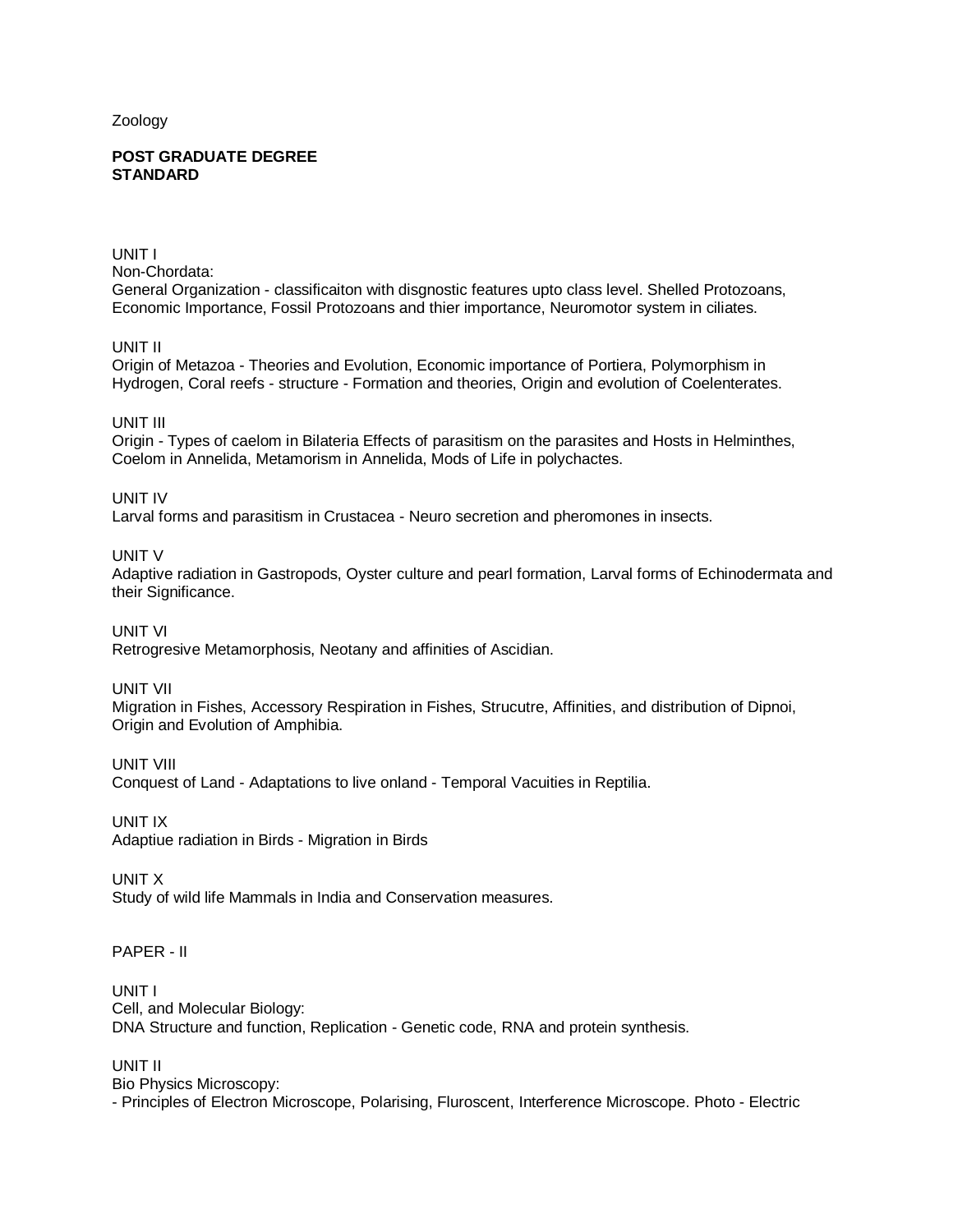Zoology

**POST GRADUATE DEGREE STANDARD**

UNIT I
Non-Chordata:
General Organization - classificaiton with disgnostic features upto class level. Shelled Protozoans, Economic Importance, Fossil Protozoans and thier importance, Neuromotor system in ciliates.

UNIT II
Origin of Metazoa - Theories and Evolution, Economic importance of Portiera, Polymorphism in Hydrogen, Coral reefs - structure - Formation and theories, Origin and evolution of Coelenterates.

UNIT III
Origin - Types of caelom in Bilateria Effects of parasitism on the parasites and Hosts in Helminthes, Coelom in Annelida, Metamorism in Annelida, Mods of Life in polychactes.

UNIT IV
Larval forms and parasitism in Crustacea - Neuro secretion and pheromones in insects.

UNIT V
Adaptive radiation in Gastropods, Oyster culture and pearl formation, Larval forms of Echinodermata and their Significance.

UNIT VI
Retrogresive Metamorphosis, Neotany and affinities of Ascidian.

UNIT VII
Migration in Fishes, Accessory Respiration in Fishes, Strucutre, Affinities, and distribution of Dipnoi, Origin and Evolution of Amphibia.

UNIT VIII
Conquest of Land - Adaptations to live onland - Temporal Vacuities in Reptilia.

UNIT IX
Adaptiue radiation in Birds - Migration in Birds

UNIT X
Study of wild life Mammals in India and Conservation measures.

PAPER - II

UNIT I
Cell, and Molecular Biology:
DNA Structure and function, Replication - Genetic code, RNA and protein synthesis.

UNIT II
Bio Physics Microscopy:
- Principles of Electron Microscope, Polarising, Fluroscent, Interference Microscope. Photo - Electric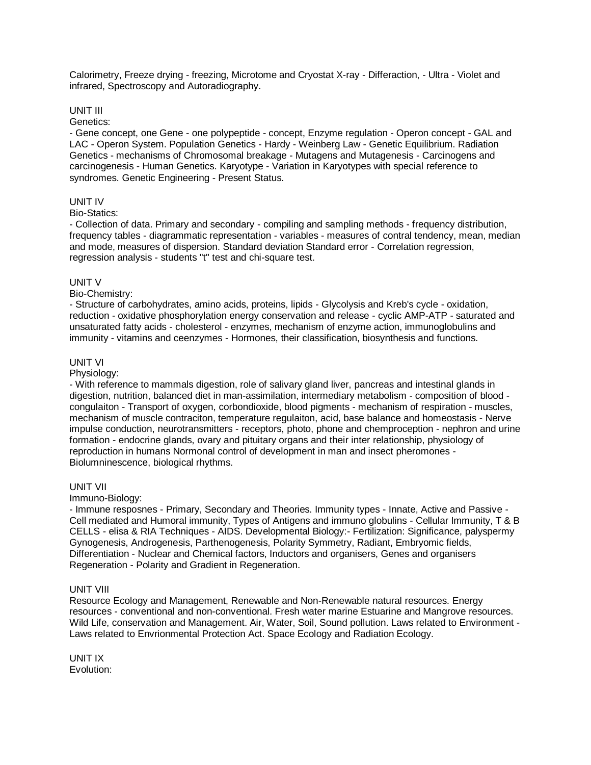Calorimetry, Freeze drying - freezing, Microtome and Cryostat X-ray - Differaction, - Ultra - Violet and infrared, Spectroscopy and Autoradiography.

UNIT III

Genetics:

- Gene concept, one Gene - one polypeptide - concept, Enzyme regulation - Operon concept - GAL and LAC - Operon System. Population Genetics - Hardy - Weinberg Law - Genetic Equilibrium. Radiation Genetics - mechanisms of Chromosomal breakage - Mutagens and Mutagenesis - Carcinogens and carcinogenesis - Human Genetics. Karyotype - Variation in Karyotypes with special reference to syndromes. Genetic Engineering - Present Status.

UNIT IV

Bio-Statics:

- Collection of data. Primary and secondary - compiling and sampling methods - frequency distribution, frequency tables - diagrammatic representation - variables - measures of contral tendency, mean, median and mode, measures of dispersion. Standard deviation Standard error - Correlation regression, regression analysis - students "t" test and chi-square test.

UNIT V

Bio-Chemistry:

- Structure of carbohydrates, amino acids, proteins, lipids - Glycolysis and Kreb's cycle - oxidation, reduction - oxidative phosphorylation energy conservation and release - cyclic AMP-ATP - saturated and unsaturated fatty acids - cholesterol - enzymes, mechanism of enzyme action, immunoglobulins and immunity - vitamins and ceenzymes - Hormones, their classification, biosynthesis and functions.

UNIT VI

Physiology:

- With reference to mammals digestion, role of salivary gland liver, pancreas and intestinal glands in digestion, nutrition, balanced diet in man-assimilation, intermediary metabolism - composition of blood - congulaiton - Transport of oxygen, corbondioxide, blood pigments - mechanism of respiration - muscles, mechanism of muscle contraciton, temperature regulaiton, acid, base balance and homeostasis - Nerve impulse conduction, neurotransmitters - receptors, photo, phone and chemproception - nephron and urine formation - endocrine glands, ovary and pituitary organs and their inter relationship, physiology of reproduction in humans Normonal control of development in man and insect pheromones - Biolumninescence, biological rhythms.

UNIT VII

Immuno-Biology:

- Immune resposnes - Primary, Secondary and Theories. Immunity types - Innate, Active and Passive - Cell mediated and Humoral immunity, Types of Antigens and immuno globulins - Cellular Immunity, T & B CELLS - elisa & RIA Techniques - AIDS. Developmental Biology:- Fertilization: Significance, palyspermy Gynogenesis, Androgenesis, Parthenogenesis, Polarity Symmetry, Radiant, Embryomic fields, Differentiation - Nuclear and Chemical factors, Inductors and organisers, Genes and organisers Regeneration - Polarity and Gradient in Regeneration.

UNIT VIII

Resource Ecology and Management, Renewable and Non-Renewable natural resources. Energy resources - conventional and non-conventional. Fresh water marine Estuarine and Mangrove resources. Wild Life, conservation and Management. Air, Water, Soil, Sound pollution. Laws related to Environment - Laws related to Envrionmental Protection Act. Space Ecology and Radiation Ecology.

UNIT IX

Evolution: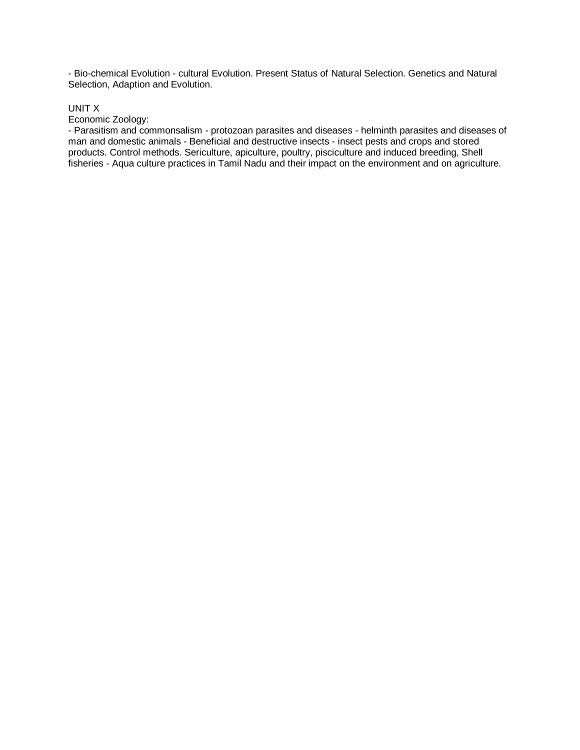- Bio-chemical Evolution - cultural Evolution. Present Status of Natural Selection. Genetics and Natural Selection, Adaption and Evolution.

UNIT X

Economic Zoology:

- Parasitism and commonsalism - protozoan parasites and diseases - helminth parasites and diseases of man and domestic animals - Beneficial and destructive insects - insect pests and crops and stored products. Control methods. Sericulture, apiculture, poultry, pisciculture and induced breeding, Shell fisheries - Aqua culture practices in Tamil Nadu and their impact on the environment and on agriculture.